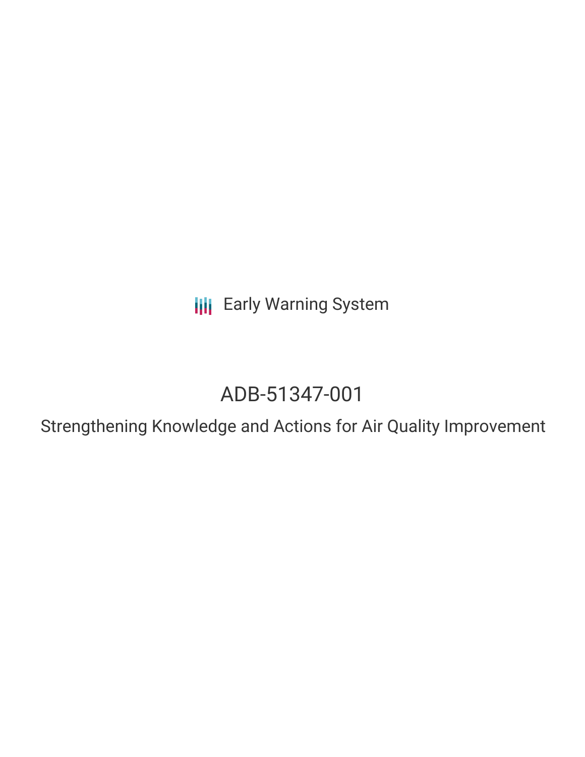Early Warning System

# ADB-51347-001

## Strengthening Knowledge and Actions for Air Quality Improvement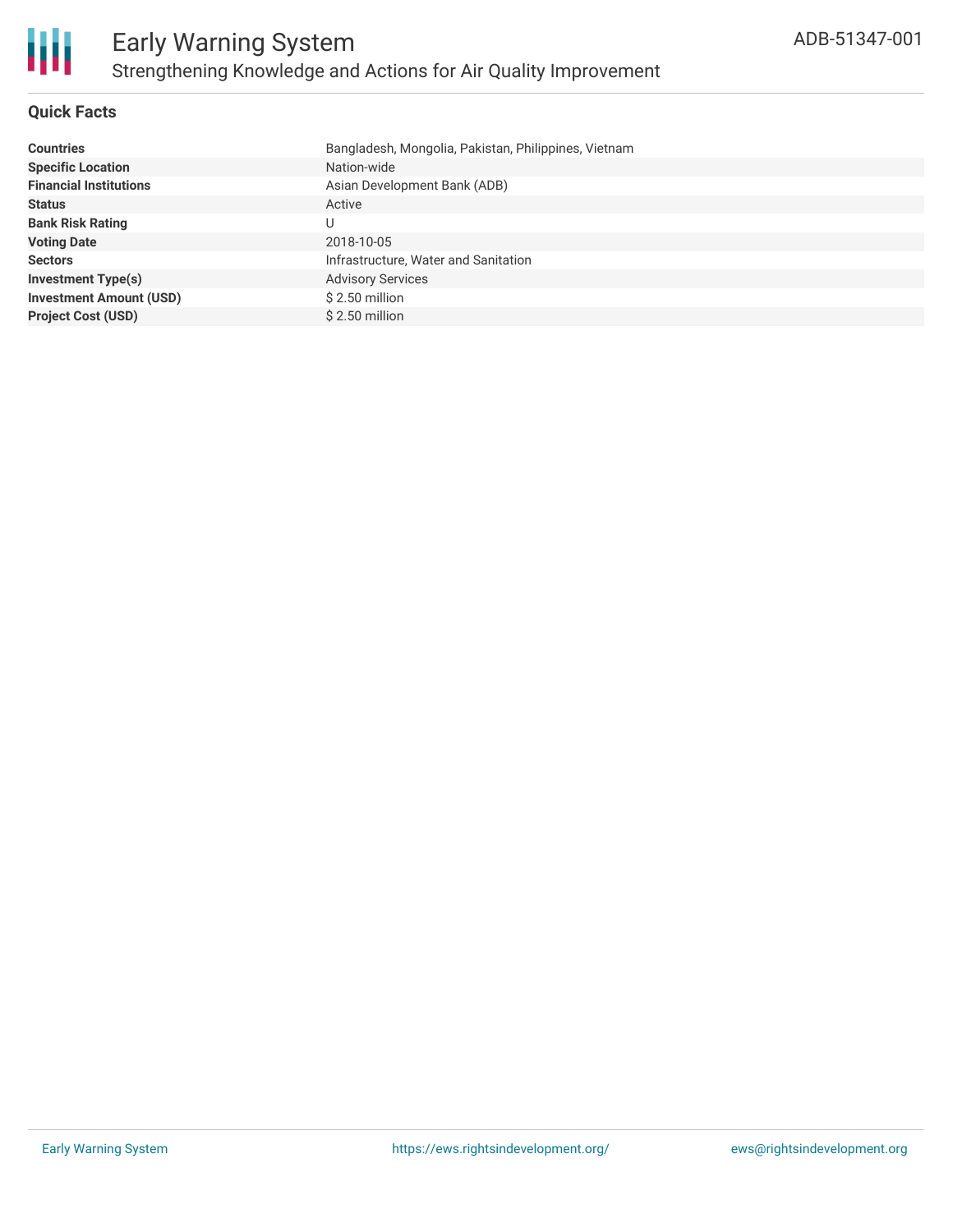## Quick Facts

| | |
|---|---|
| **Countries** | Bangladesh, Mongolia, Pakistan, Philippines, Vietnam |
| **Specific Location** | Nation-wide |
| **Financial Institutions** | Asian Development Bank (ADB) |
| **Status** | Active |
| **Bank Risk Rating** | U |
| **Voting Date** | 2018-10-05 |
| **Sectors** | Infrastructure, Water and Sanitation |
| **Investment Type(s)** | Advisory Services |
| **Investment Amount (USD)** | $ 2.50 million |
| **Project Cost (USD)** | $ 2.50 million |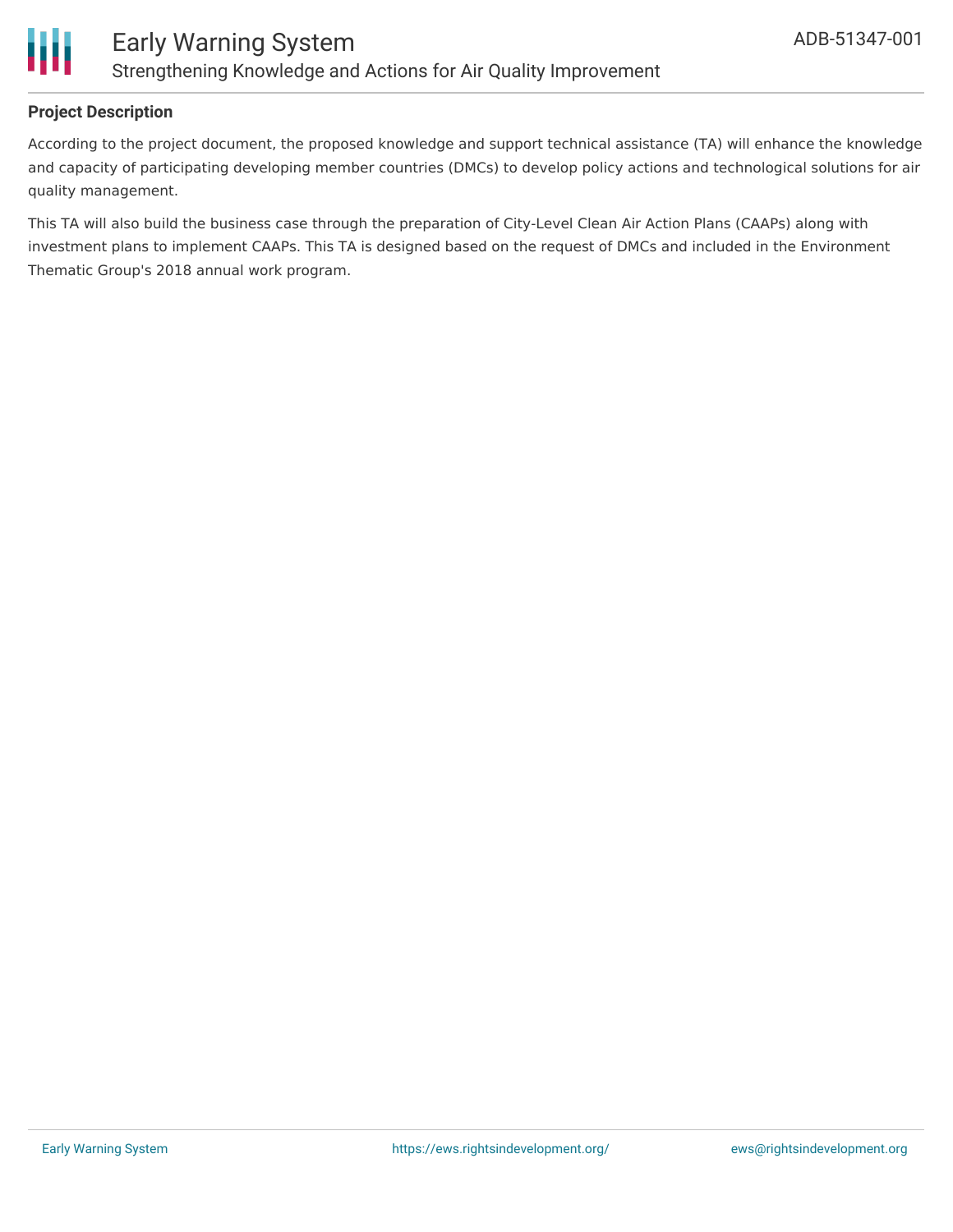## Project Description

According to the project document, the proposed knowledge and support technical assistance (TA) will enhance the knowledge and capacity of participating developing member countries (DMCs) to develop policy actions and technological solutions for air quality management.

This TA will also build the business case through the preparation of City-Level Clean Air Action Plans (CAAPs) along with investment plans to implement CAAPs. This TA is designed based on the request of DMCs and included in the Environment Thematic Group's 2018 annual work program.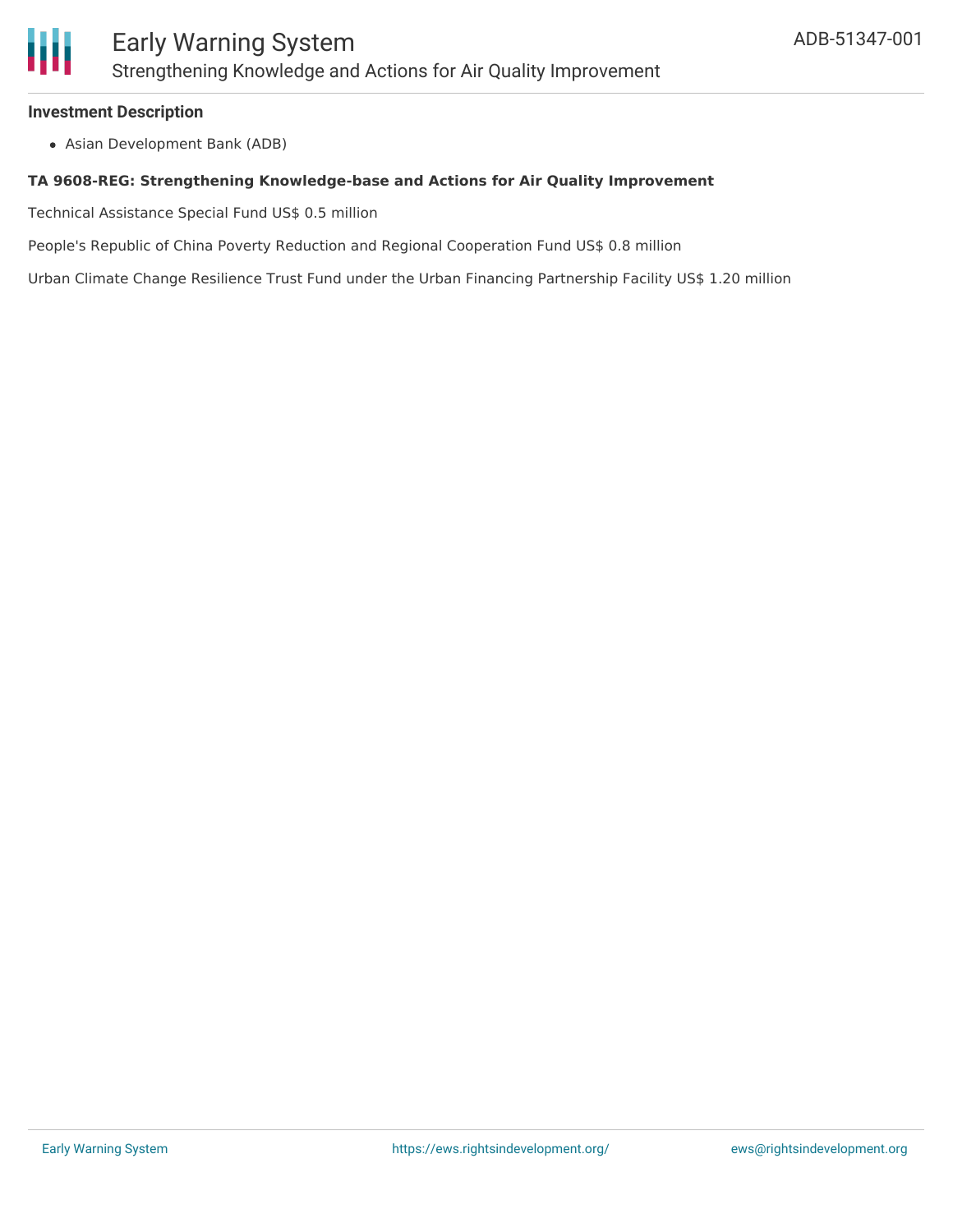## Investment Description

- Asian Development Bank (ADB)

**TA 9608-REG: Strengthening Knowledge-base and Actions for Air Quality Improvement**

Technical Assistance Special Fund US$ 0.5 million

People's Republic of China Poverty Reduction and Regional Cooperation Fund US$ 0.8 million

Urban Climate Change Resilience Trust Fund under the Urban Financing Partnership Facility US$ 1.20 million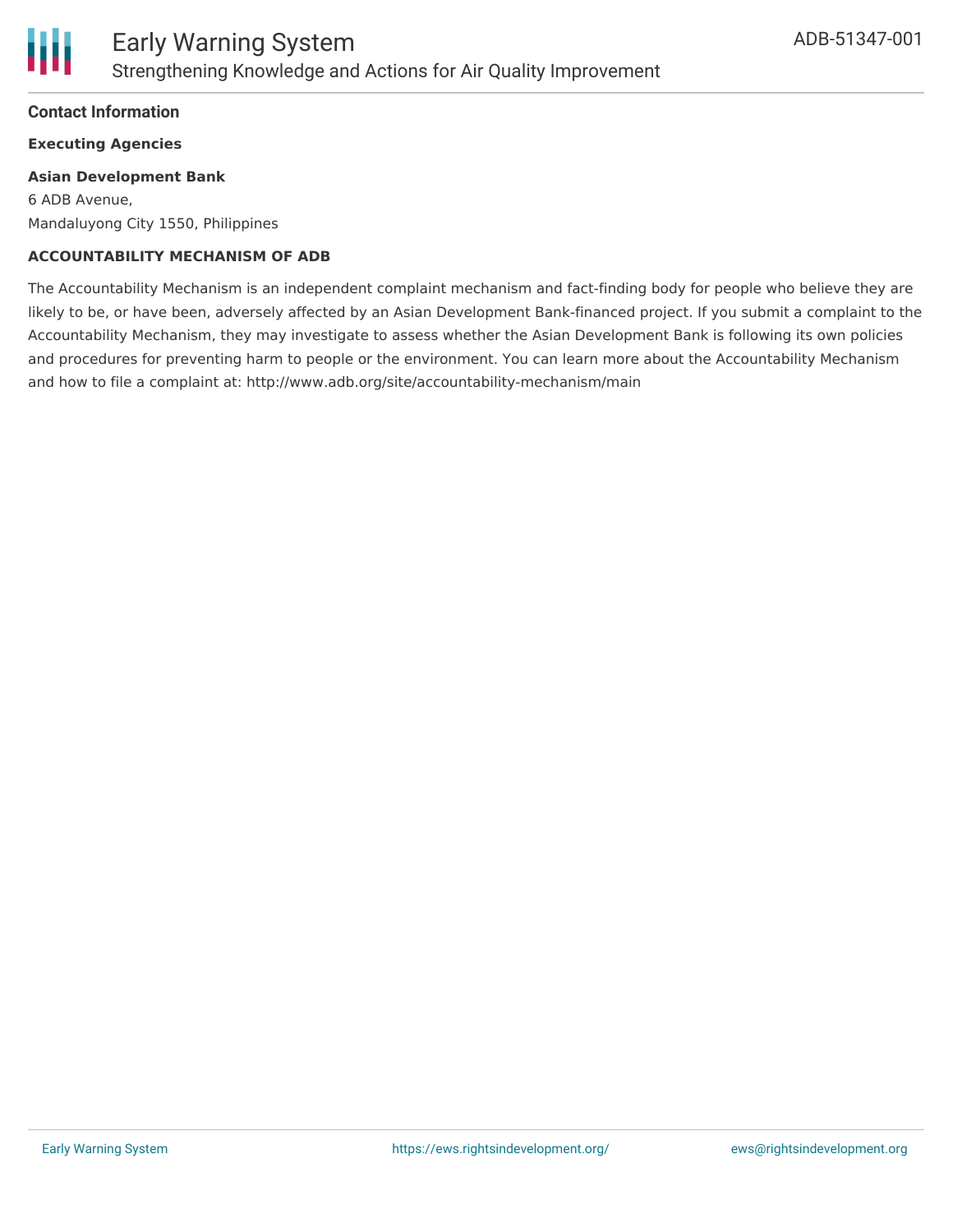## Contact Information

**Executing Agencies**

**Asian Development Bank**
6 ADB Avenue,
Mandaluyong City 1550, Philippines

**ACCOUNTABILITY MECHANISM OF ADB**

The Accountability Mechanism is an independent complaint mechanism and fact-finding body for people who believe they are likely to be, or have been, adversely affected by an Asian Development Bank-financed project. If you submit a complaint to the Accountability Mechanism, they may investigate to assess whether the Asian Development Bank is following its own policies and procedures for preventing harm to people or the environment. You can learn more about the Accountability Mechanism and how to file a complaint at: http://www.adb.org/site/accountability-mechanism/main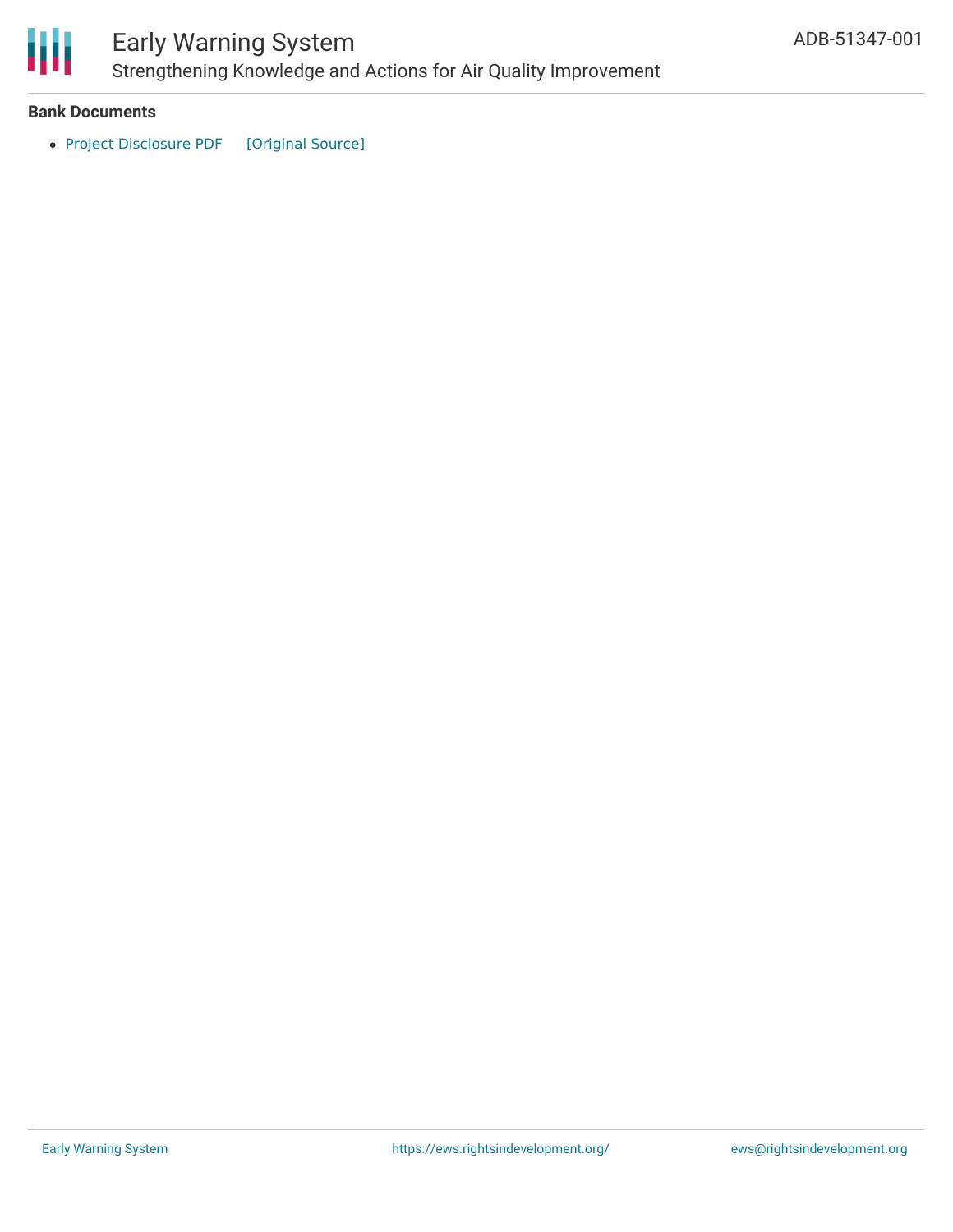**Bank Documents**

- Project Disclosure PDF [Original Source]